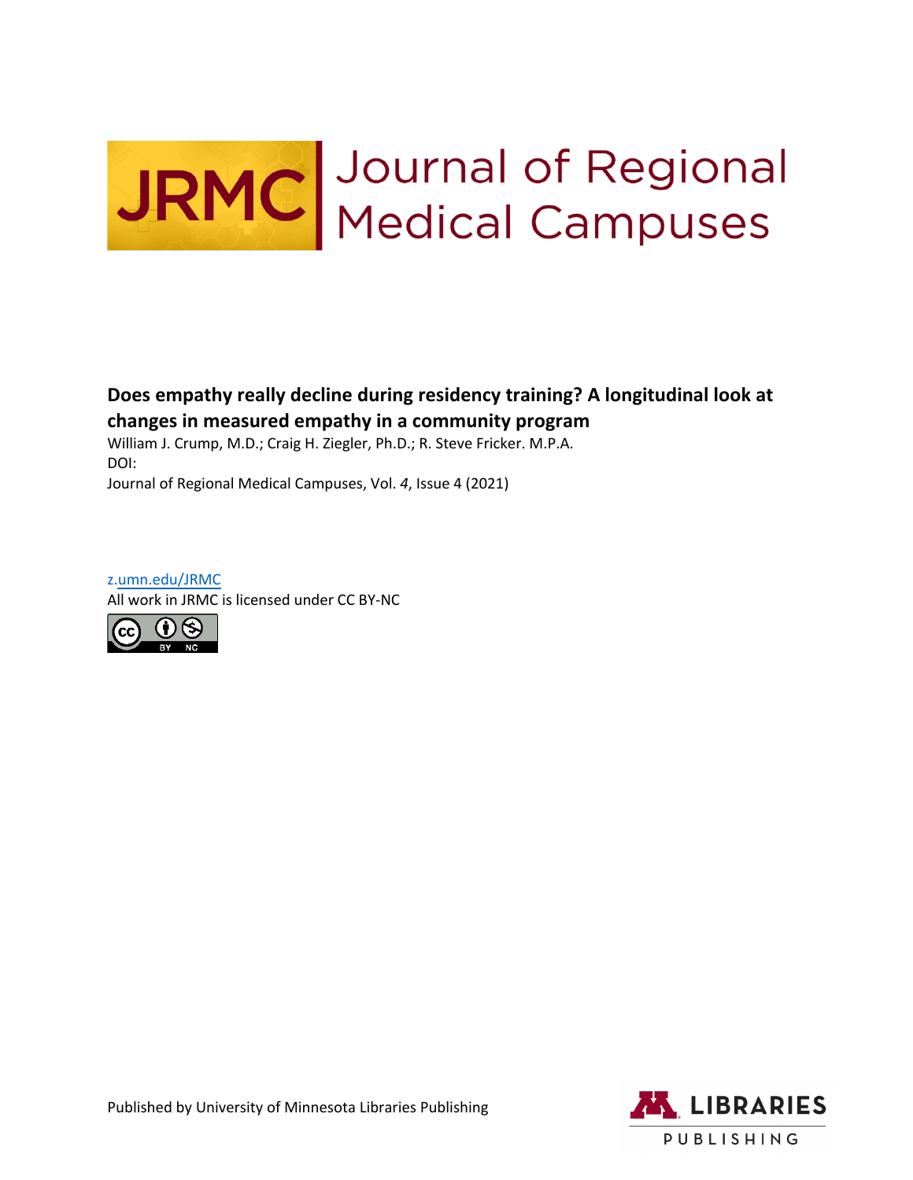# Journal of Regional Medical Campuses

**Does empathy really decline during residency training? A longitudinal look at changes in measured empathy in a community program**

William J. Crump, M.D.; Craig H. Ziegler, Ph.D.; R. Steve Fricker. M.P.A.

DOI:

Journal of Regional Medical Campuses, Vol. *4*, Issue 4 (2021)

z.umn.edu/JRMC

All work in JRMC is licensed under CC BY-NC

Published by University of Minnesota Libraries Publishing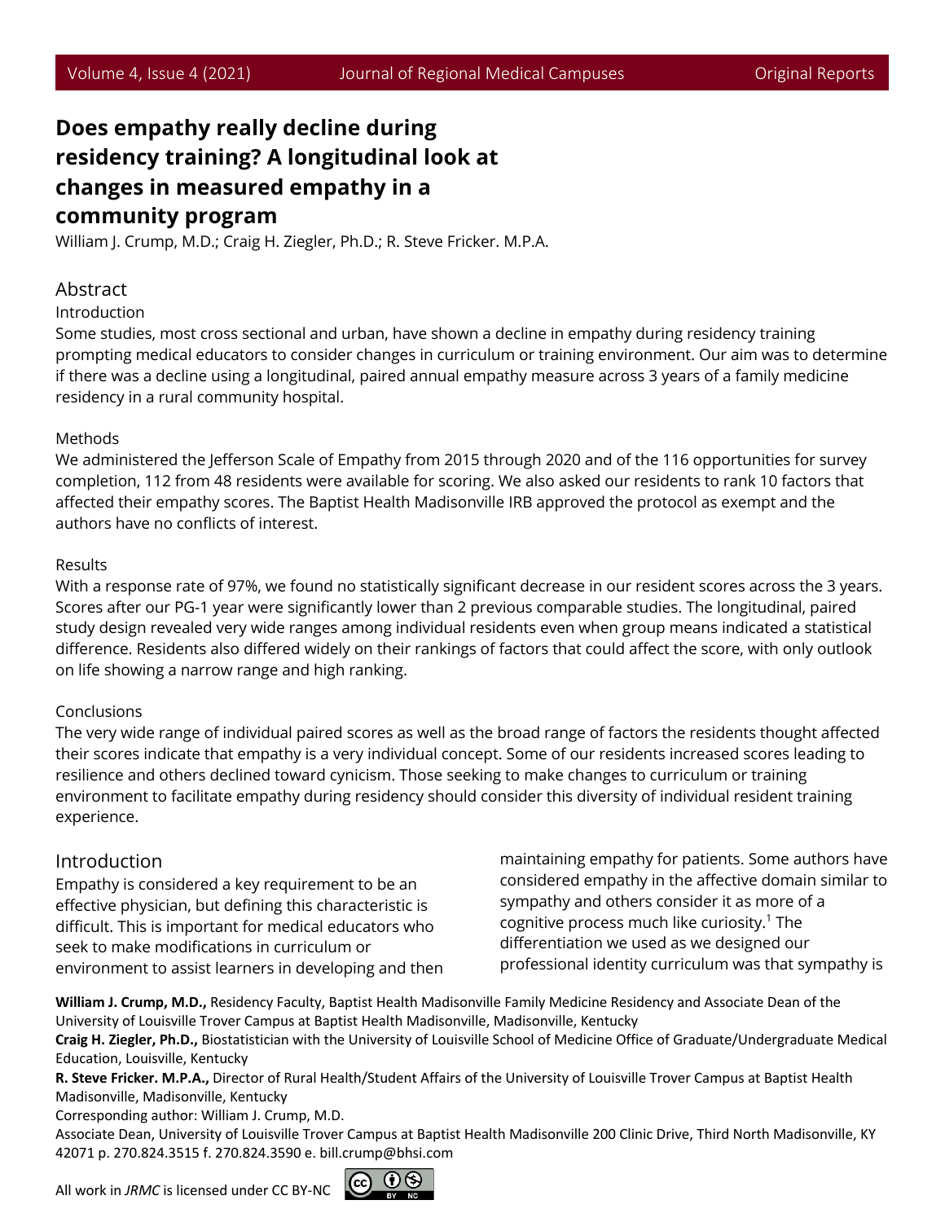# Does empathy really decline during residency training? A longitudinal look at changes in measured empathy in a community program

William J. Crump, M.D.; Craig H. Ziegler, Ph.D.; R. Steve Fricker. M.P.A.

## Abstract

### Introduction

Some studies, most cross sectional and urban, have shown a decline in empathy during residency training prompting medical educators to consider changes in curriculum or training environment. Our aim was to determine if there was a decline using a longitudinal, paired annual empathy measure across 3 years of a family medicine residency in a rural community hospital.

### Methods

We administered the Jefferson Scale of Empathy from 2015 through 2020 and of the 116 opportunities for survey completion, 112 from 48 residents were available for scoring. We also asked our residents to rank 10 factors that affected their empathy scores. The Baptist Health Madisonville IRB approved the protocol as exempt and the authors have no conflicts of interest.

### Results

With a response rate of 97%, we found no statistically significant decrease in our resident scores across the 3 years. Scores after our PG-1 year were significantly lower than 2 previous comparable studies. The longitudinal, paired study design revealed very wide ranges among individual residents even when group means indicated a statistical difference. Residents also differed widely on their rankings of factors that could affect the score, with only outlook on life showing a narrow range and high ranking.

### Conclusions

The very wide range of individual paired scores as well as the broad range of factors the residents thought affected their scores indicate that empathy is a very individual concept. Some of our residents increased scores leading to resilience and others declined toward cynicism. Those seeking to make changes to curriculum or training environment to facilitate empathy during residency should consider this diversity of individual resident training experience.

## Introduction

Empathy is considered a key requirement to be an effective physician, but defining this characteristic is difficult. This is important for medical educators who seek to make modifications in curriculum or environment to assist learners in developing and then maintaining empathy for patients. Some authors have considered empathy in the affective domain similar to sympathy and others consider it as more of a cognitive process much like curiosity.[1] The differentiation we used as we designed our professional identity curriculum was that sympathy is

**William J. Crump, M.D.,** Residency Faculty, Baptist Health Madisonville Family Medicine Residency and Associate Dean of the University of Louisville Trover Campus at Baptist Health Madisonville, Madisonville, Kentucky

**Craig H. Ziegler, Ph.D.,** Biostatistician with the University of Louisville School of Medicine Office of Graduate/Undergraduate Medical Education, Louisville, Kentucky

**R. Steve Fricker. M.P.A.,** Director of Rural Health/Student Affairs of the University of Louisville Trover Campus at Baptist Health Madisonville, Madisonville, Kentucky

Corresponding author: William J. Crump, M.D.

Associate Dean, University of Louisville Trover Campus at Baptist Health Madisonville 200 Clinic Drive, Third North Madisonville, KY 42071 p. 270.824.3515 f. 270.824.3590 e. bill.crump@bhsi.com

All work in *JRMC* is licensed under CC BY-NC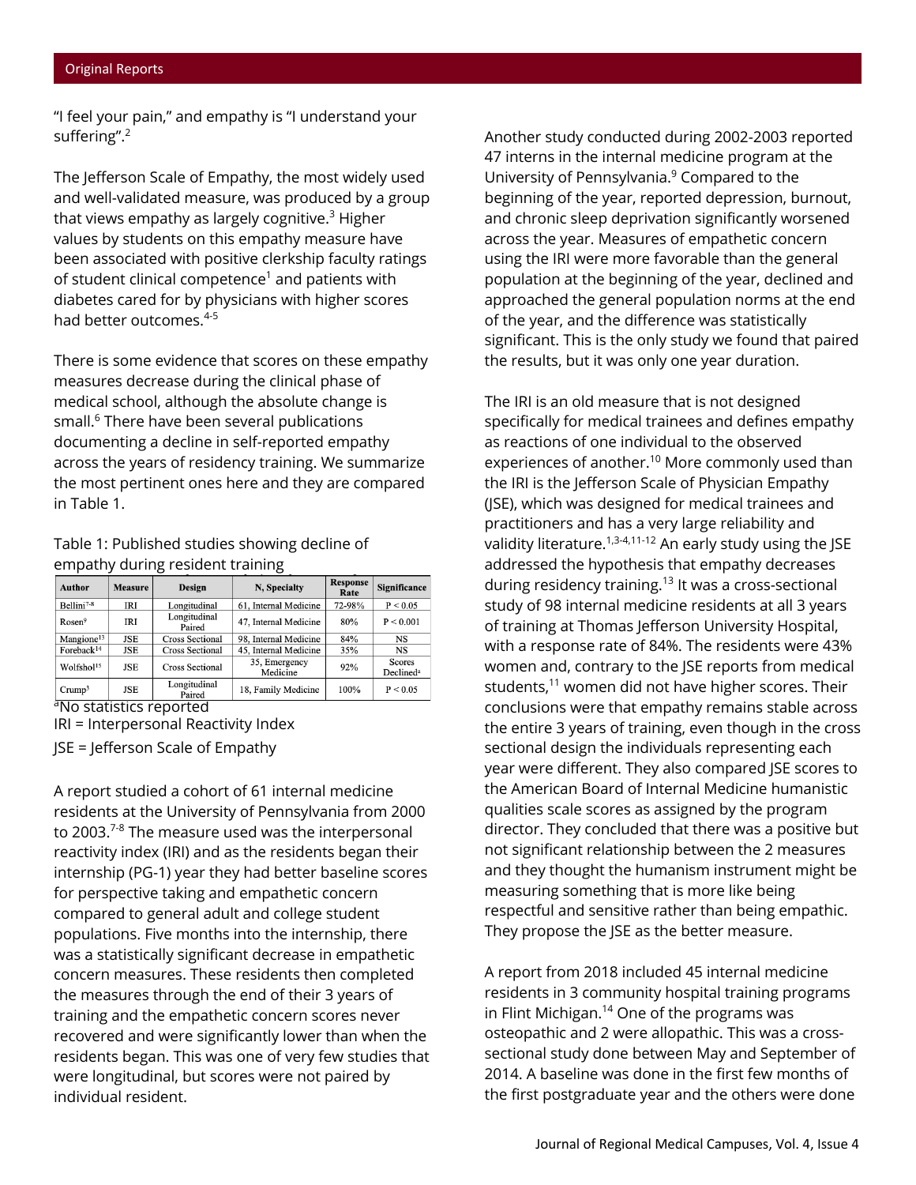"I feel your pain," and empathy is "I understand your suffering".[2]

The Jefferson Scale of Empathy, the most widely used and well-validated measure, was produced by a group that views empathy as largely cognitive.[3] Higher values by students on this empathy measure have been associated with positive clerkship faculty ratings of student clinical competence[1] and patients with diabetes cared for by physicians with higher scores had better outcomes.[4-5]

There is some evidence that scores on these empathy measures decrease during the clinical phase of medical school, although the absolute change is small.[6] There have been several publications documenting a decline in self-reported empathy across the years of residency training. We summarize the most pertinent ones here and they are compared in Table 1.

Table 1: Published studies showing decline of empathy during resident training

| Author | Measure | Design | N, Specialty | Response Rate | Significance |
| --- | --- | --- | --- | --- | --- |
| Bellini[7-8] | IRI | Longitudinal | 61, Internal Medicine | 72-98% | $P < 0.05$ |
| Rosen[9] | IRI | Longitudinal Paired | 47, Internal Medicine | 80% | $P < 0.001$ |
| Mangione[13] | JSE | Cross Sectional | 98, Internal Medicine | 84% | NS |
| Foreback[14] | JSE | Cross Sectional | 45, Internal Medicine | 35% | NS |
| Wolfshol[15] | JSE | Cross Sectional | 35, Emergency Medicine | 92% | Scores Declined[a] |
| Crump[3] | JSE | Longitudinal Paired | 18, Family Medicine | 100% | $P < 0.05$ |

[a]No statistics reported

IRI = Interpersonal Reactivity Index

JSE = Jefferson Scale of Empathy

A report studied a cohort of 61 internal medicine residents at the University of Pennsylvania from 2000 to 2003.[7-8] The measure used was the interpersonal reactivity index (IRI) and as the residents began their internship (PG-1) year they had better baseline scores for perspective taking and empathetic concern compared to general adult and college student populations. Five months into the internship, there was a statistically significant decrease in empathetic concern measures. These residents then completed the measures through the end of their 3 years of training and the empathetic concern scores never recovered and were significantly lower than when the residents began. This was one of very few studies that were longitudinal, but scores were not paired by individual resident.

Another study conducted during 2002-2003 reported 47 interns in the internal medicine program at the University of Pennsylvania.[9] Compared to the beginning of the year, reported depression, burnout, and chronic sleep deprivation significantly worsened across the year. Measures of empathetic concern using the IRI were more favorable than the general population at the beginning of the year, declined and approached the general population norms at the end of the year, and the difference was statistically significant. This is the only study we found that paired the results, but it was only one year duration.

The IRI is an old measure that is not designed specifically for medical trainees and defines empathy as reactions of one individual to the observed experiences of another.[10] More commonly used than the IRI is the Jefferson Scale of Physician Empathy (JSE), which was designed for medical trainees and practitioners and has a very large reliability and validity literature.[1,3-4,11-12] An early study using the JSE addressed the hypothesis that empathy decreases during residency training.[13] It was a cross-sectional study of 98 internal medicine residents at all 3 years of training at Thomas Jefferson University Hospital, with a response rate of 84%. The residents were 43% women and, contrary to the JSE reports from medical students,[11] women did not have higher scores. Their conclusions were that empathy remains stable across the entire 3 years of training, even though in the cross sectional design the individuals representing each year were different. They also compared JSE scores to the American Board of Internal Medicine humanistic qualities scale scores as assigned by the program director. They concluded that there was a positive but not significant relationship between the 2 measures and they thought the humanism instrument might be measuring something that is more like being respectful and sensitive rather than being empathic. They propose the JSE as the better measure.

A report from 2018 included 45 internal medicine residents in 3 community hospital training programs in Flint Michigan.[14] One of the programs was osteopathic and 2 were allopathic. This was a cross-sectional study done between May and September of 2014. A baseline was done in the first few months of the first postgraduate year and the others were done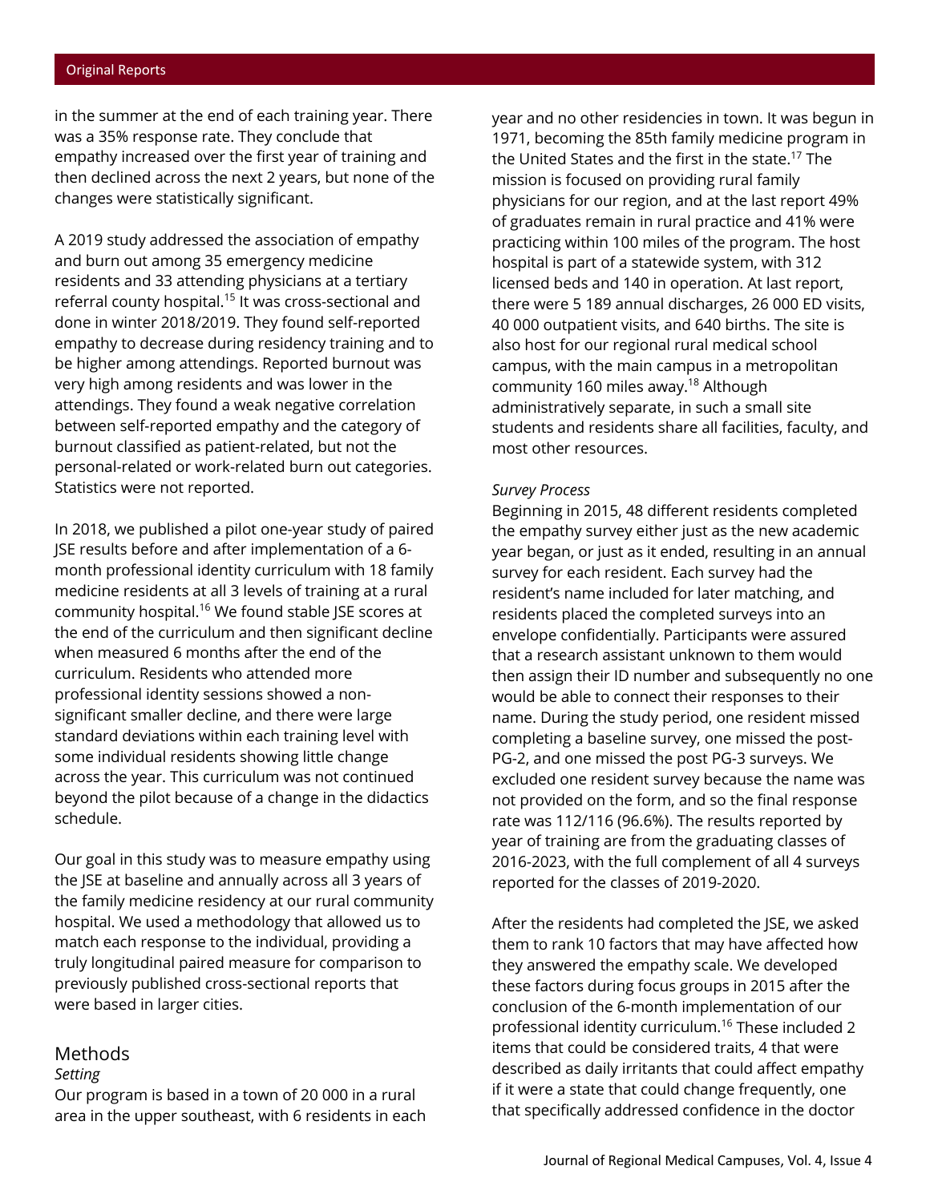in the summer at the end of each training year. There was a 35% response rate. They conclude that empathy increased over the first year of training and then declined across the next 2 years, but none of the changes were statistically significant.

A 2019 study addressed the association of empathy and burn out among 35 emergency medicine residents and 33 attending physicians at a tertiary referral county hospital.[15] It was cross-sectional and done in winter 2018/2019. They found self-reported empathy to decrease during residency training and to be higher among attendings. Reported burnout was very high among residents and was lower in the attendings. They found a weak negative correlation between self-reported empathy and the category of burnout classified as patient-related, but not the personal-related or work-related burn out categories. Statistics were not reported.

In 2018, we published a pilot one-year study of paired JSE results before and after implementation of a 6-month professional identity curriculum with 18 family medicine residents at all 3 levels of training at a rural community hospital.[16] We found stable JSE scores at the end of the curriculum and then significant decline when measured 6 months after the end of the curriculum. Residents who attended more professional identity sessions showed a non-significant smaller decline, and there were large standard deviations within each training level with some individual residents showing little change across the year. This curriculum was not continued beyond the pilot because of a change in the didactics schedule.

Our goal in this study was to measure empathy using the JSE at baseline and annually across all 3 years of the family medicine residency at our rural community hospital. We used a methodology that allowed us to match each response to the individual, providing a truly longitudinal paired measure for comparison to previously published cross-sectional reports that were based in larger cities.

## Methods

### *Setting*

Our program is based in a town of 20 000 in a rural area in the upper southeast, with 6 residents in each year and no other residencies in town. It was begun in 1971, becoming the 85th family medicine program in the United States and the first in the state.[17] The mission is focused on providing rural family physicians for our region, and at the last report 49% of graduates remain in rural practice and 41% were practicing within 100 miles of the program. The host hospital is part of a statewide system, with 312 licensed beds and 140 in operation. At last report, there were 5 189 annual discharges, 26 000 ED visits, 40 000 outpatient visits, and 640 births. The site is also host for our regional rural medical school campus, with the main campus in a metropolitan community 160 miles away.[18] Although administratively separate, in such a small site students and residents share all facilities, faculty, and most other resources.

### *Survey Process*

Beginning in 2015, 48 different residents completed the empathy survey either just as the new academic year began, or just as it ended, resulting in an annual survey for each resident. Each survey had the resident's name included for later matching, and residents placed the completed surveys into an envelope confidentially. Participants were assured that a research assistant unknown to them would then assign their ID number and subsequently no one would be able to connect their responses to their name. During the study period, one resident missed completing a baseline survey, one missed the post-PG-2, and one missed the post PG-3 surveys. We excluded one resident survey because the name was not provided on the form, and so the final response rate was 112/116 (96.6%). The results reported by year of training are from the graduating classes of 2016-2023, with the full complement of all 4 surveys reported for the classes of 2019-2020.

After the residents had completed the JSE, we asked them to rank 10 factors that may have affected how they answered the empathy scale. We developed these factors during focus groups in 2015 after the conclusion of the 6-month implementation of our professional identity curriculum.[16] These included 2 items that could be considered traits, 4 that were described as daily irritants that could affect empathy if it were a state that could change frequently, one that specifically addressed confidence in the doctor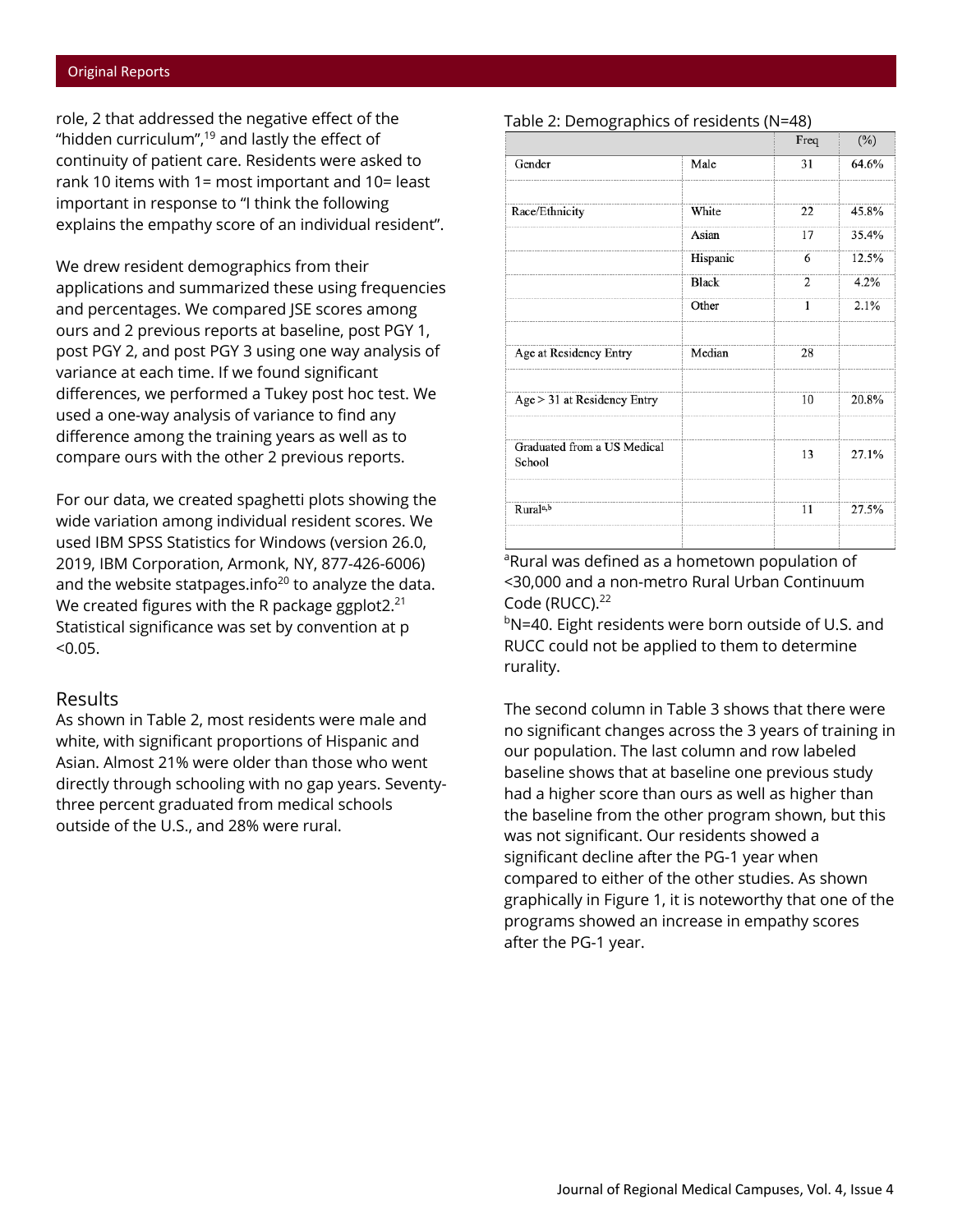role, 2 that addressed the negative effect of the "hidden curriculum",[19] and lastly the effect of continuity of patient care. Residents were asked to rank 10 items with 1= most important and 10= least important in response to "I think the following explains the empathy score of an individual resident".

We drew resident demographics from their applications and summarized these using frequencies and percentages. We compared JSE scores among ours and 2 previous reports at baseline, post PGY 1, post PGY 2, and post PGY 3 using one way analysis of variance at each time. If we found significant differences, we performed a Tukey post hoc test. We used a one-way analysis of variance to find any difference among the training years as well as to compare ours with the other 2 previous reports.

For our data, we created spaghetti plots showing the wide variation among individual resident scores. We used IBM SPSS Statistics for Windows (version 26.0, 2019, IBM Corporation, Armonk, NY, 877-426-6006) and the website statpages.info[20] to analyze the data. We created figures with the R package ggplot2.[21] Statistical significance was set by convention at p <0.05.

## Results

As shown in Table 2, most residents were male and white, with significant proportions of Hispanic and Asian. Almost 21% were older than those who went directly through schooling with no gap years. Seventy-three percent graduated from medical schools outside of the U.S., and 28% were rural.

Table 2: Demographics of residents (N=48)

| | | Freq | (%) |
|---|---|---|---|
| Gender | Male | 31 | 64.6% |
| | | | |
| Race/Ethnicity | White | 22 | 45.8% |
| | Asian | 17 | 35.4% |
| | Hispanic | 6 | 12.5% |
| | Black | 2 | 4.2% |
| | Other | 1 | 2.1% |
| | | | |
| Age at Residency Entry | Median | 28 | |
| | | | |
| Age > 31 at Residency Entry | | 10 | 20.8% |
| | | | |
| Graduated from a US Medical School | | 13 | 27.1% |
| | | | |
| Rural[a,b] | | 11 | 27.5% |
| | | | |

[a]Rural was defined as a hometown population of <30,000 and a non-metro Rural Urban Continuum Code (RUCC).[22]
[b]N=40. Eight residents were born outside of U.S. and RUCC could not be applied to them to determine rurality.

The second column in Table 3 shows that there were no significant changes across the 3 years of training in our population. The last column and row labeled baseline shows that at baseline one previous study had a higher score than ours as well as higher than the baseline from the other program shown, but this was not significant. Our residents showed a significant decline after the PG-1 year when compared to either of the other studies. As shown graphically in Figure 1, it is noteworthy that one of the programs showed an increase in empathy scores after the PG-1 year.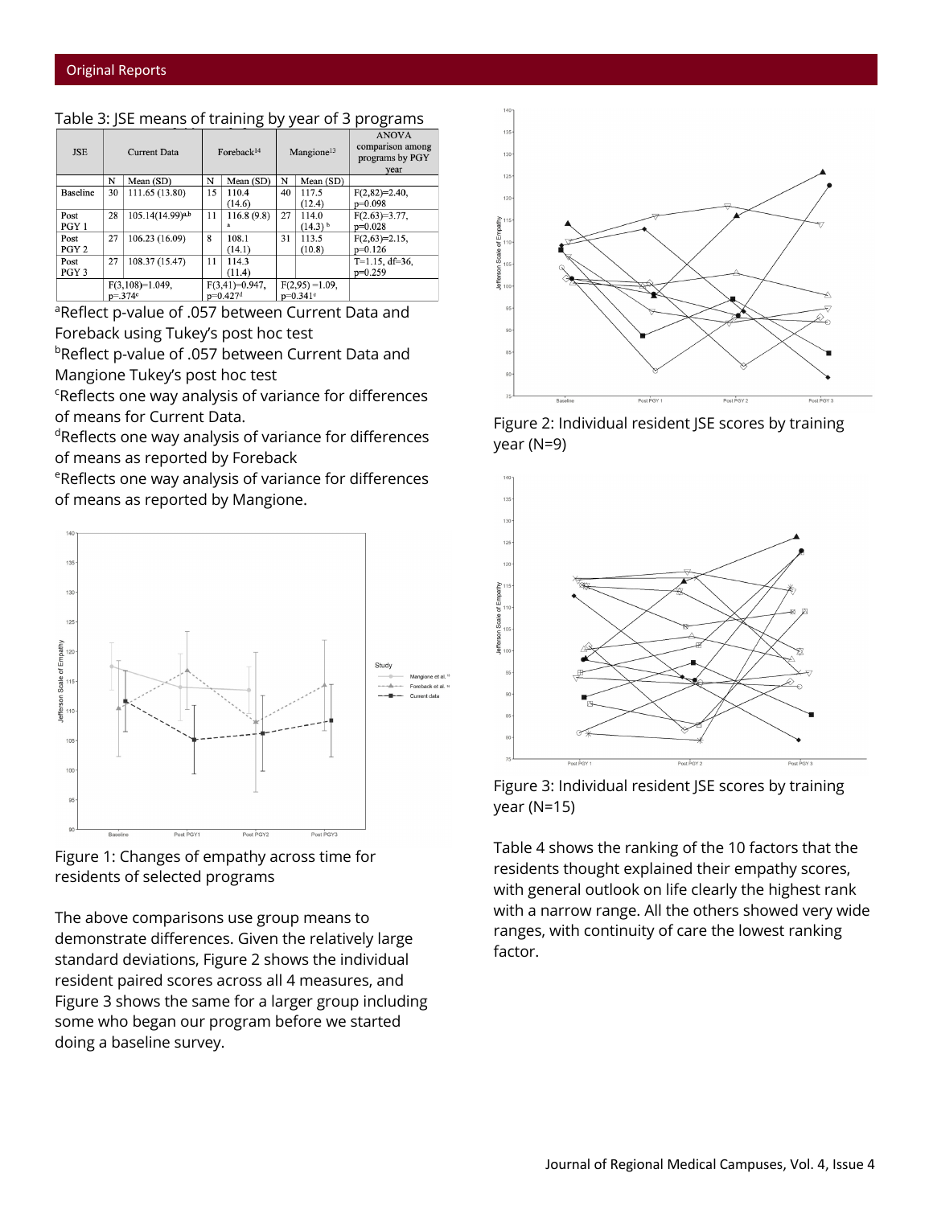Table 3: JSE means of training by year of 3 programs

| JSE | Current Data | | Foreback[14] | | Mangione[13] | | ANOVA comparison among programs by PGY year |
|---|---|---|---|---|---|---|---|
| | N | Mean (SD) | N | Mean (SD) | N | Mean (SD) | |
| Baseline | 30 | 111.65 (13.80) | 15 | 110.4 (14.6) | 40 | 117.5 (12.4) | $F(2,82)=2.40$, $p=0.098$ |
| Post PGY 1 | 28 | 105.14(14.99)[a,b] | 11 | 116.8 (9.8) [a] | 27 | 114.0 (14.3) [b] | $F(2.63)=3.77$, $p=0.028$ |
| Post PGY 2 | 27 | 106.23 (16.09) | 8 | 108.1 (14.1) | 31 | 113.5 (10.8) | $F(2,63)=2.15$, $p=0.126$ |
| Post PGY 3 | 27 | 108.37 (15.47) | 11 | 114.3 (11.4) | | | $T=1.15$, $df=36$, $p=0.259$ |
| | $F(3,108)=1.049$, $p=.374$[c] | | $F(3,41)=0.947$, $p=0.427$[d] | | $F(2,95)=1.09$, $p=0.341$[e] | | |

[a]Reflect p-value of .057 between Current Data and Foreback using Tukey's post hoc test
[b]Reflect p-value of .057 between Current Data and Mangione Tukey's post hoc test
[c]Reflects one way analysis of variance for differences of means for Current Data.
[d]Reflects one way analysis of variance for differences of means as reported by Foreback
[e]Reflects one way analysis of variance for differences of means as reported by Mangione.

Jefferson Scale of Empathy
Study
Mangione et al. 13
Foreback et al. 14
Current data
Baseline
Post PGY1
Post PGY2
Post PGY3

Figure 1: Changes of empathy across time for residents of selected programs

The above comparisons use group means to demonstrate differences. Given the relatively large standard deviations, Figure 2 shows the individual resident paired scores across all 4 measures, and Figure 3 shows the same for a larger group including some who began our program before we started doing a baseline survey.

Jefferson Scale of Empathy
Baseline
Post PGY 1
Post PGY 2
Post PGY 3

Figure 2: Individual resident JSE scores by training year (N=9)

Jefferson Scale of Empathy
Post PGY 1
Post PGY 2
Post PGY 3

Figure 3: Individual resident JSE scores by training year (N=15)

Table 4 shows the ranking of the 10 factors that the residents thought explained their empathy scores, with general outlook on life clearly the highest rank with a narrow range. All the others showed very wide ranges, with continuity of care the lowest ranking factor.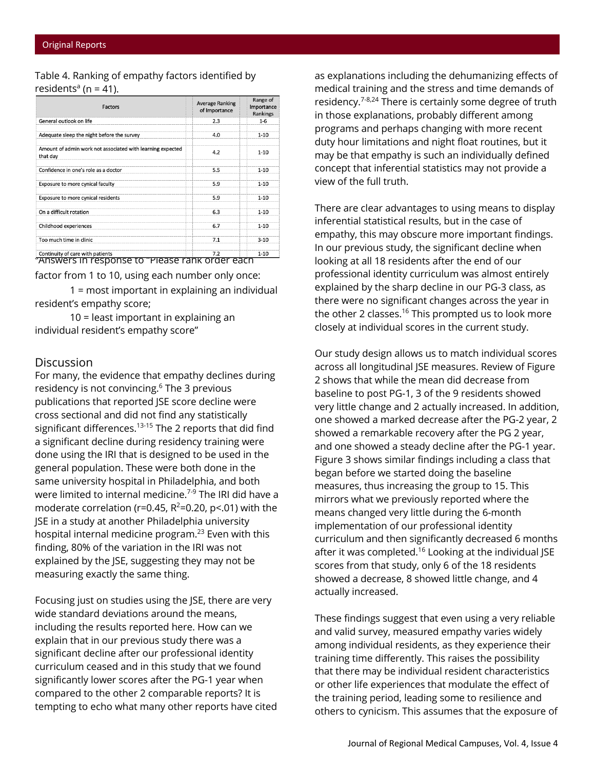Table 4. Ranking of empathy factors identified by residents[a] (n = 41).

| Factors | Average Ranking of Importance | Range of Importance Rankings |
|---|---|---|
| General outlook on life | 2.3 | 1-6 |
| Adequate sleep the night before the survey | 4.0 | 1-10 |
| Amount of admin work not associated with learning expected that day | 4.2 | 1-10 |
| Confidence in one's role as a doctor | 5.5 | 1-10 |
| Exposure to more cynical faculty | 5.9 | 1-10 |
| Exposure to more cynical residents | 5.9 | 1-10 |
| On a difficult rotation | 6.3 | 1-10 |
| Childhood experiences | 6.7 | 1-10 |
| Too much time in clinic | 7.1 | 3-10 |
| Continuity of care with patients | 7.2 | 1-10 |

[a]Answers in response to "Please rank order each factor from 1 to 10, using each number only once:

1 = most important in explaining an individual resident's empathy score;

10 = least important in explaining an individual resident's empathy score"

## Discussion

For many, the evidence that empathy declines during residency is not convincing.[6] The 3 previous publications that reported JSE score decline were cross sectional and did not find any statistically significant differences.[13-15] The 2 reports that did find a significant decline during residency training were done using the IRI that is designed to be used in the general population. These were both done in the same university hospital in Philadelphia, and both were limited to internal medicine.[7-9] The IRI did have a moderate correlation ($r=0.45$, $R^2=0.20$, $p<.01$) with the JSE in a study at another Philadelphia university hospital internal medicine program.[23] Even with this finding, 80% of the variation in the IRI was not explained by the JSE, suggesting they may not be measuring exactly the same thing.

Focusing just on studies using the JSE, there are very wide standard deviations around the means, including the results reported here. How can we explain that in our previous study there was a significant decline after our professional identity curriculum ceased and in this study that we found significantly lower scores after the PG-1 year when compared to the other 2 comparable reports? It is tempting to echo what many other reports have cited as explanations including the dehumanizing effects of medical training and the stress and time demands of residency.[7-8,24] There is certainly some degree of truth in those explanations, probably different among programs and perhaps changing with more recent duty hour limitations and night float routines, but it may be that empathy is such an individually defined concept that inferential statistics may not provide a view of the full truth.

There are clear advantages to using means to display inferential statistical results, but in the case of empathy, this may obscure more important findings. In our previous study, the significant decline when looking at all 18 residents after the end of our professional identity curriculum was almost entirely explained by the sharp decline in our PG-3 class, as there were no significant changes across the year in the other 2 classes.[16] This prompted us to look more closely at individual scores in the current study.

Our study design allows us to match individual scores across all longitudinal JSE measures. Review of Figure 2 shows that while the mean did decrease from baseline to post PG-1, 3 of the 9 residents showed very little change and 2 actually increased. In addition, one showed a marked decrease after the PG-2 year, 2 showed a remarkable recovery after the PG 2 year, and one showed a steady decline after the PG-1 year. Figure 3 shows similar findings including a class that began before we started doing the baseline measures, thus increasing the group to 15. This mirrors what we previously reported where the means changed very little during the 6-month implementation of our professional identity curriculum and then significantly decreased 6 months after it was completed.[16] Looking at the individual JSE scores from that study, only 6 of the 18 residents showed a decrease, 8 showed little change, and 4 actually increased.

These findings suggest that even using a very reliable and valid survey, measured empathy varies widely among individual residents, as they experience their training time differently. This raises the possibility that there may be individual resident characteristics or other life experiences that modulate the effect of the training period, leading some to resilience and others to cynicism. This assumes that the exposure of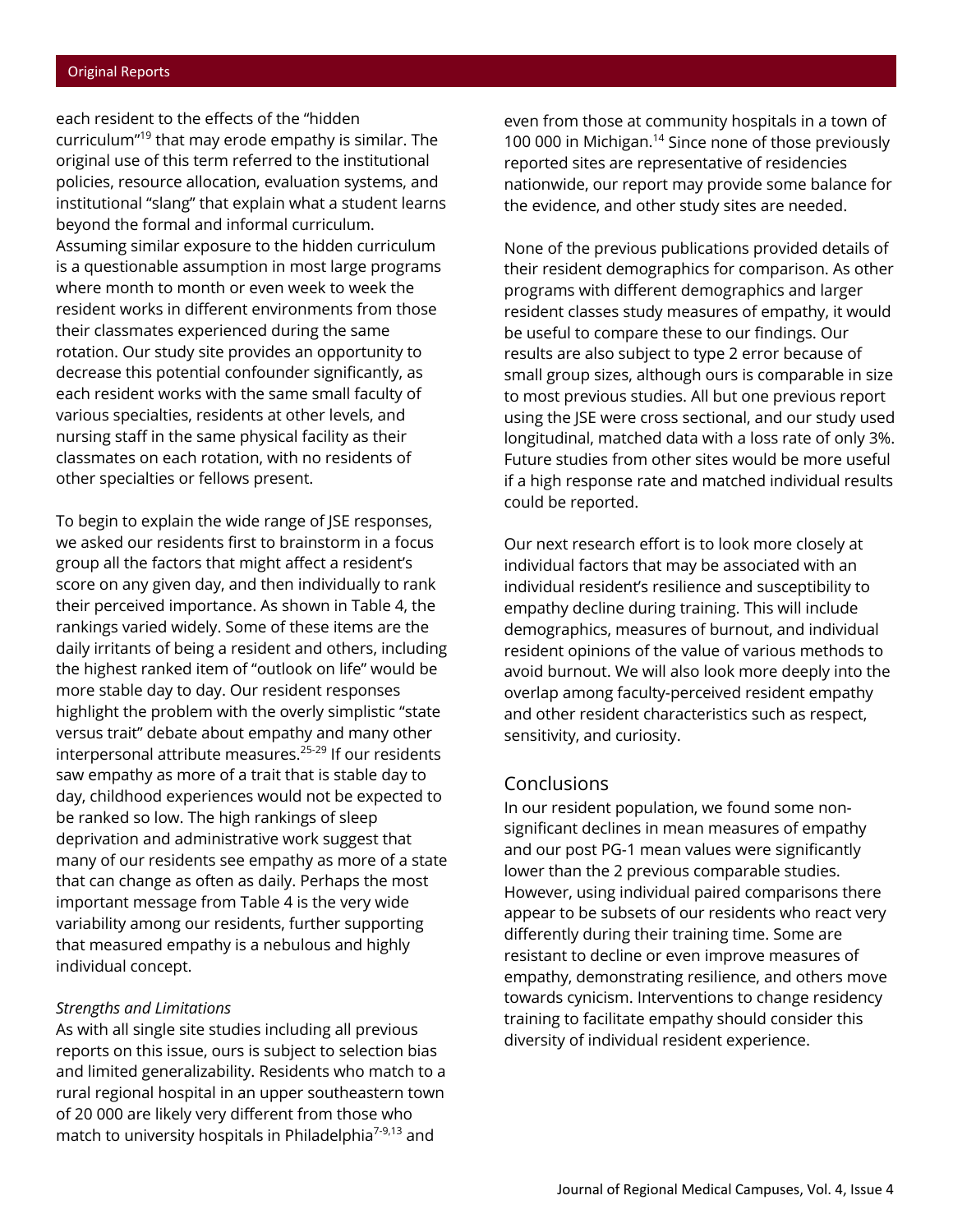each resident to the effects of the "hidden curriculum"[19] that may erode empathy is similar. The original use of this term referred to the institutional policies, resource allocation, evaluation systems, and institutional "slang" that explain what a student learns beyond the formal and informal curriculum. Assuming similar exposure to the hidden curriculum is a questionable assumption in most large programs where month to month or even week to week the resident works in different environments from those their classmates experienced during the same rotation. Our study site provides an opportunity to decrease this potential confounder significantly, as each resident works with the same small faculty of various specialties, residents at other levels, and nursing staff in the same physical facility as their classmates on each rotation, with no residents of other specialties or fellows present.

To begin to explain the wide range of JSE responses, we asked our residents first to brainstorm in a focus group all the factors that might affect a resident's score on any given day, and then individually to rank their perceived importance. As shown in Table 4, the rankings varied widely. Some of these items are the daily irritants of being a resident and others, including the highest ranked item of "outlook on life" would be more stable day to day. Our resident responses highlight the problem with the overly simplistic "state versus trait" debate about empathy and many other interpersonal attribute measures.[25-29] If our residents saw empathy as more of a trait that is stable day to day, childhood experiences would not be expected to be ranked so low. The high rankings of sleep deprivation and administrative work suggest that many of our residents see empathy as more of a state that can change as often as daily. Perhaps the most important message from Table 4 is the very wide variability among our residents, further supporting that measured empathy is a nebulous and highly individual concept.

*Strengths and Limitations*

As with all single site studies including all previous reports on this issue, ours is subject to selection bias and limited generalizability. Residents who match to a rural regional hospital in an upper southeastern town of 20 000 are likely very different from those who match to university hospitals in Philadelphia[7-9,13] and even from those at community hospitals in a town of 100 000 in Michigan.[14] Since none of those previously reported sites are representative of residencies nationwide, our report may provide some balance for the evidence, and other study sites are needed.

None of the previous publications provided details of their resident demographics for comparison. As other programs with different demographics and larger resident classes study measures of empathy, it would be useful to compare these to our findings. Our results are also subject to type 2 error because of small group sizes, although ours is comparable in size to most previous studies. All but one previous report using the JSE were cross sectional, and our study used longitudinal, matched data with a loss rate of only 3%. Future studies from other sites would be more useful if a high response rate and matched individual results could be reported.

Our next research effort is to look more closely at individual factors that may be associated with an individual resident's resilience and susceptibility to empathy decline during training. This will include demographics, measures of burnout, and individual resident opinions of the value of various methods to avoid burnout. We will also look more deeply into the overlap among faculty-perceived resident empathy and other resident characteristics such as respect, sensitivity, and curiosity.

## Conclusions

In our resident population, we found some non-significant declines in mean measures of empathy and our post PG-1 mean values were significantly lower than the 2 previous comparable studies. However, using individual paired comparisons there appear to be subsets of our residents who react very differently during their training time. Some are resistant to decline or even improve measures of empathy, demonstrating resilience, and others move towards cynicism. Interventions to change residency training to facilitate empathy should consider this diversity of individual resident experience.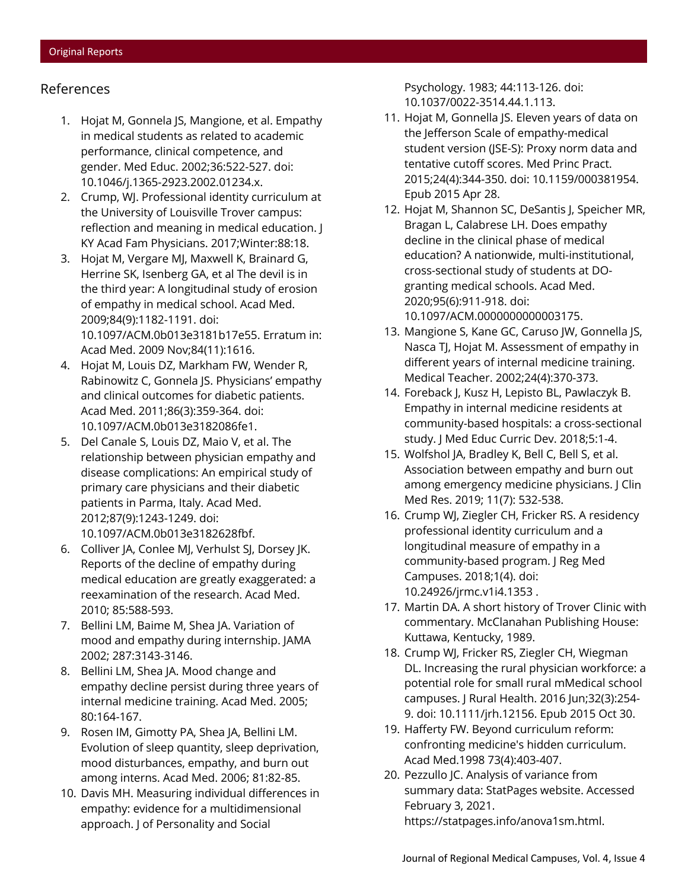## References

1. Hojat M, Gonnela JS, Mangione, et al. Empathy in medical students as related to academic performance, clinical competence, and gender. Med Educ. 2002;36:522-527. doi: 10.1046/j.1365-2923.2002.01234.x.
2. Crump, WJ. Professional identity curriculum at the University of Louisville Trover campus: reflection and meaning in medical education. J KY Acad Fam Physicians. 2017;Winter:88:18.
3. Hojat M, Vergare MJ, Maxwell K, Brainard G, Herrine SK, Isenberg GA, et al The devil is in the third year: A longitudinal study of erosion of empathy in medical school. Acad Med. 2009;84(9):1182-1191. doi: 10.1097/ACM.0b013e3181b17e55. Erratum in: Acad Med. 2009 Nov;84(11):1616.
4. Hojat M, Louis DZ, Markham FW, Wender R, Rabinowitz C, Gonnela JS. Physicians' empathy and clinical outcomes for diabetic patients. Acad Med. 2011;86(3):359-364. doi: 10.1097/ACM.0b013e3182086fe1.
5. Del Canale S, Louis DZ, Maio V, et al. The relationship between physician empathy and disease complications: An empirical study of primary care physicians and their diabetic patients in Parma, Italy. Acad Med. 2012;87(9):1243-1249. doi: 10.1097/ACM.0b013e3182628fbf.
6. Colliver JA, Conlee MJ, Verhulst SJ, Dorsey JK. Reports of the decline of empathy during medical education are greatly exaggerated: a reexamination of the research. Acad Med. 2010; 85:588-593.
7. Bellini LM, Baime M, Shea JA. Variation of mood and empathy during internship. JAMA 2002; 287:3143-3146.
8. Bellini LM, Shea JA. Mood change and empathy decline persist during three years of internal medicine training. Acad Med. 2005; 80:164-167.
9. Rosen IM, Gimotty PA, Shea JA, Bellini LM. Evolution of sleep quantity, sleep deprivation, mood disturbances, empathy, and burn out among interns. Acad Med. 2006; 81:82-85.
10. Davis MH. Measuring individual differences in empathy: evidence for a multidimensional approach. J of Personality and Social Psychology. 1983; 44:113-126. doi: 10.1037/0022-3514.44.1.113.
11. Hojat M, Gonnella JS. Eleven years of data on the Jefferson Scale of empathy-medical student version (JSE-S): Proxy norm data and tentative cutoff scores. Med Princ Pract. 2015;24(4):344-350. doi: 10.1159/000381954. Epub 2015 Apr 28.
12. Hojat M, Shannon SC, DeSantis J, Speicher MR, Bragan L, Calabrese LH. Does empathy decline in the clinical phase of medical education? A nationwide, multi-institutional, cross-sectional study of students at DO-granting medical schools. Acad Med. 2020;95(6):911-918. doi: 10.1097/ACM.0000000000003175.
13. Mangione S, Kane GC, Caruso JW, Gonnella JS, Nasca TJ, Hojat M. Assessment of empathy in different years of internal medicine training. Medical Teacher. 2002;24(4):370-373.
14. Foreback J, Kusz H, Lepisto BL, Pawlaczyk B. Empathy in internal medicine residents at community-based hospitals: a cross-sectional study. J Med Educ Curric Dev. 2018;5:1-4.
15. Wolfshol JA, Bradley K, Bell C, Bell S, et al. Association between empathy and burn out among emergency medicine physicians. J Clin Med Res. 2019; 11(7): 532-538.
16. Crump WJ, Ziegler CH, Fricker RS. A residency professional identity curriculum and a longitudinal measure of empathy in a community-based program. J Reg Med Campuses. 2018;1(4). doi: 10.24926/jrmc.v1i4.1353 .
17. Martin DA. A short history of Trover Clinic with commentary. McClanahan Publishing House: Kuttawa, Kentucky, 1989.
18. Crump WJ, Fricker RS, Ziegler CH, Wiegman DL. Increasing the rural physician workforce: a potential role for small rural mMedical school campuses. J Rural Health. 2016 Jun;32(3):254-9. doi: 10.1111/jrh.12156. Epub 2015 Oct 30.
19. Hafferty FW. Beyond curriculum reform: confronting medicine's hidden curriculum. Acad Med.1998 73(4):403-407.
20. Pezzullo JC. Analysis of variance from summary data: StatPages website. Accessed February 3, 2021. https://statpages.info/anova1sm.html.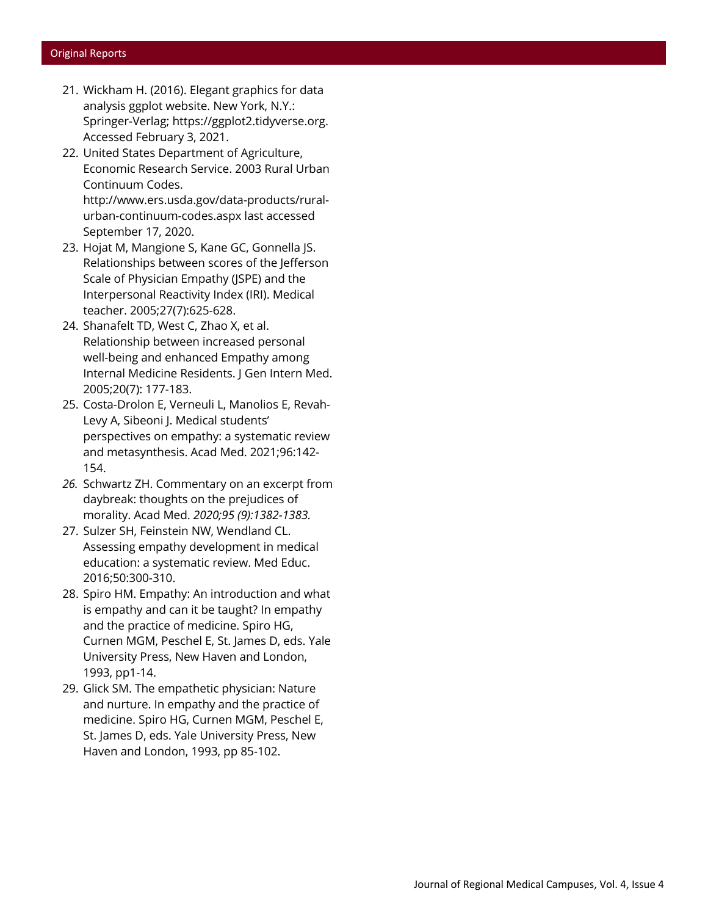21. Wickham H. (2016). Elegant graphics for data analysis ggplot website. New York, N.Y.: Springer-Verlag; https://ggplot2.tidyverse.org. Accessed February 3, 2021.
22. United States Department of Agriculture, Economic Research Service. 2003 Rural Urban Continuum Codes. http://www.ers.usda.gov/data-products/rural-urban-continuum-codes.aspx last accessed September 17, 2020.
23. Hojat M, Mangione S, Kane GC, Gonnella JS. Relationships between scores of the Jefferson Scale of Physician Empathy (JSPE) and the Interpersonal Reactivity Index (IRI). Medical teacher. 2005;27(7):625-628.
24. Shanafelt TD, West C, Zhao X, et al. Relationship between increased personal well-being and enhanced Empathy among Internal Medicine Residents. J Gen Intern Med. 2005;20(7): 177-183.
25. Costa-Drolon E, Verneuli L, Manolios E, Revah-Levy A, Sibeoni J. Medical students' perspectives on empathy: a systematic review and metasynthesis. Acad Med. 2021;96:142-154.
26. Schwartz ZH. Commentary on an excerpt from daybreak: thoughts on the prejudices of morality. Acad Med. *2020;95 (9):1382-1383.*
27. Sulzer SH, Feinstein NW, Wendland CL. Assessing empathy development in medical education: a systematic review. Med Educ. 2016;50:300-310.
28. Spiro HM. Empathy: An introduction and what is empathy and can it be taught? In empathy and the practice of medicine. Spiro HG, Curnen MGM, Peschel E, St. James D, eds. Yale University Press, New Haven and London, 1993, pp1-14.
29. Glick SM. The empathetic physician: Nature and nurture. In empathy and the practice of medicine. Spiro HG, Curnen MGM, Peschel E, St. James D, eds. Yale University Press, New Haven and London, 1993, pp 85-102.